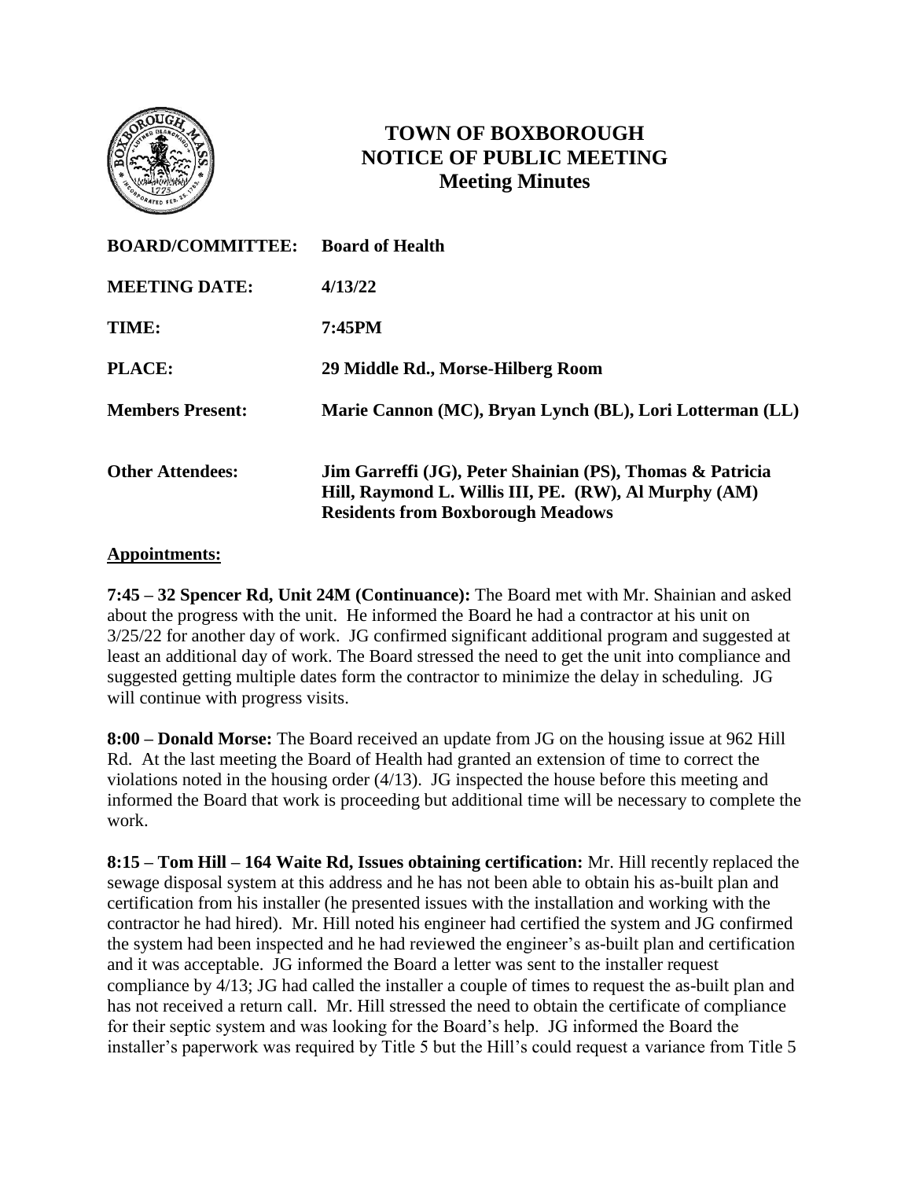# TOWN OF BOXBOROUGH
# NOTICE OF PUBLIC MEETING
## Meeting Minutes

| | |
|---|---|
| **BOARD/COMMITTEE:** | **Board of Health** |
| **MEETING DATE:** | **4/13/22** |
| **TIME:** | **7:45PM** |
| **PLACE:** | **29 Middle Rd., Morse-Hilberg Room** |
| **Members Present:** | **Marie Cannon (MC), Bryan Lynch (BL), Lori Lotterman (LL)** |
| **Other Attendees:** | **Jim Garreffi (JG), Peter Shainian (PS), Thomas & Patricia Hill, Raymond L. Willis III, PE. (RW), Al Murphy (AM) Residents from Boxborough Meadows** |

**Appointments:**

**7:45 – 32 Spencer Rd, Unit 24M (Continuance):** The Board met with Mr. Shainian and asked about the progress with the unit. He informed the Board he had a contractor at his unit on 3/25/22 for another day of work. JG confirmed significant additional program and suggested at least an additional day of work. The Board stressed the need to get the unit into compliance and suggested getting multiple dates form the contractor to minimize the delay in scheduling. JG will continue with progress visits.

**8:00 – Donald Morse:** The Board received an update from JG on the housing issue at 962 Hill Rd. At the last meeting the Board of Health had granted an extension of time to correct the violations noted in the housing order (4/13). JG inspected the house before this meeting and informed the Board that work is proceeding but additional time will be necessary to complete the work.

**8:15 – Tom Hill – 164 Waite Rd, Issues obtaining certification:** Mr. Hill recently replaced the sewage disposal system at this address and he has not been able to obtain his as-built plan and certification from his installer (he presented issues with the installation and working with the contractor he had hired). Mr. Hill noted his engineer had certified the system and JG confirmed the system had been inspected and he had reviewed the engineer's as-built plan and certification and it was acceptable. JG informed the Board a letter was sent to the installer request compliance by 4/13; JG had called the installer a couple of times to request the as-built plan and has not received a return call. Mr. Hill stressed the need to obtain the certificate of compliance for their septic system and was looking for the Board's help. JG informed the Board the installer's paperwork was required by Title 5 but the Hill's could request a variance from Title 5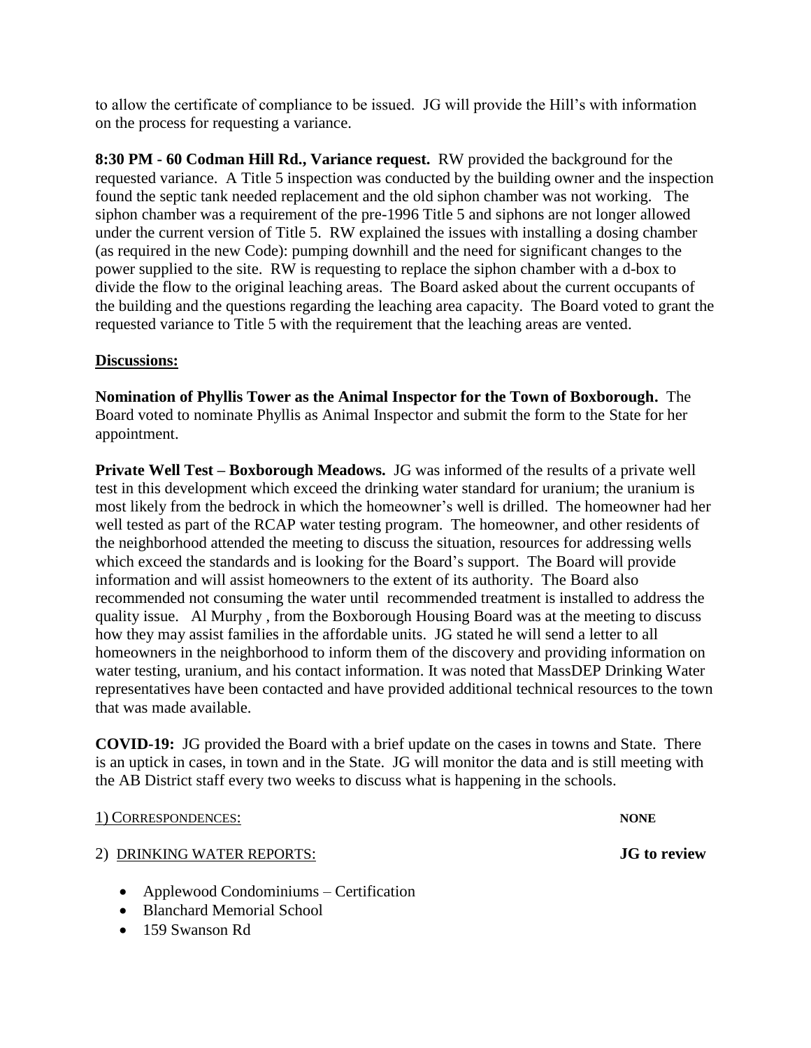to allow the certificate of compliance to be issued. JG will provide the Hill's with information on the process for requesting a variance.

**8:30 PM - 60 Codman Hill Rd., Variance request.** RW provided the background for the requested variance. A Title 5 inspection was conducted by the building owner and the inspection found the septic tank needed replacement and the old siphon chamber was not working. The siphon chamber was a requirement of the pre-1996 Title 5 and siphons are not longer allowed under the current version of Title 5. RW explained the issues with installing a dosing chamber (as required in the new Code): pumping downhill and the need for significant changes to the power supplied to the site. RW is requesting to replace the siphon chamber with a d-box to divide the flow to the original leaching areas. The Board asked about the current occupants of the building and the questions regarding the leaching area capacity. The Board voted to grant the requested variance to Title 5 with the requirement that the leaching areas are vented.

**<u>Discussions:</u>**

**Nomination of Phyllis Tower as the Animal Inspector for the Town of Boxborough.** The Board voted to nominate Phyllis as Animal Inspector and submit the form to the State for her appointment.

**Private Well Test – Boxborough Meadows.** JG was informed of the results of a private well test in this development which exceed the drinking water standard for uranium; the uranium is most likely from the bedrock in which the homeowner's well is drilled. The homeowner had her well tested as part of the RCAP water testing program. The homeowner, and other residents of the neighborhood attended the meeting to discuss the situation, resources for addressing wells which exceed the standards and is looking for the Board's support. The Board will provide information and will assist homeowners to the extent of its authority. The Board also recommended not consuming the water until recommended treatment is installed to address the quality issue. Al Murphy , from the Boxborough Housing Board was at the meeting to discuss how they may assist families in the affordable units. JG stated he will send a letter to all homeowners in the neighborhood to inform them of the discovery and providing information on water testing, uranium, and his contact information. It was noted that MassDEP Drinking Water representatives have been contacted and have provided additional technical resources to the town that was made available.

**COVID-19:** JG provided the Board with a brief update on the cases in towns and State. There is an uptick in cases, in town and in the State. JG will monitor the data and is still meeting with the AB District staff every two weeks to discuss what is happening in the schools.

<u>1) CORRESPONDENCES:</u> **NONE**

<u>2) DRINKING WATER REPORTS:</u> **JG to review**

- Applewood Condominiums – Certification
- Blanchard Memorial School
- 159 Swanson Rd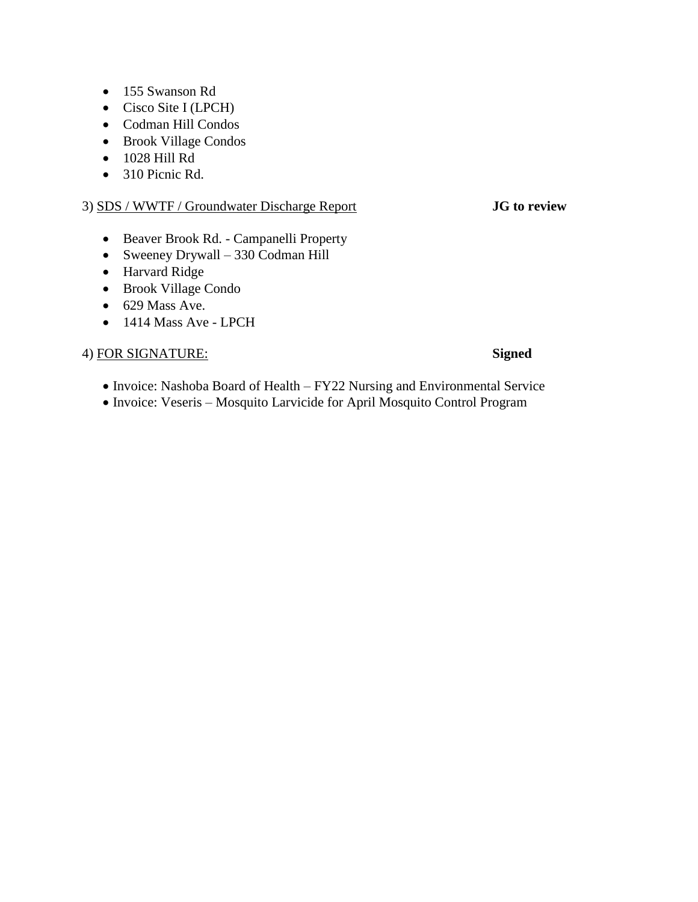- 155 Swanson Rd
- Cisco Site I (LPCH)
- Codman Hill Condos
- Brook Village Condos
- 1028 Hill Rd
- 310 Picnic Rd.

3) <u>SDS / WWTF / Groundwater Discharge Report</u> **JG to review**

- Beaver Brook Rd. - Campanelli Property
- Sweeney Drywall – 330 Codman Hill
- Harvard Ridge
- Brook Village Condo
- 629 Mass Ave.
- 1414 Mass Ave - LPCH

4) <u>FOR SIGNATURE:</u> **Signed**

- Invoice: Nashoba Board of Health – FY22 Nursing and Environmental Service
- Invoice: Veseris – Mosquito Larvicide for April Mosquito Control Program